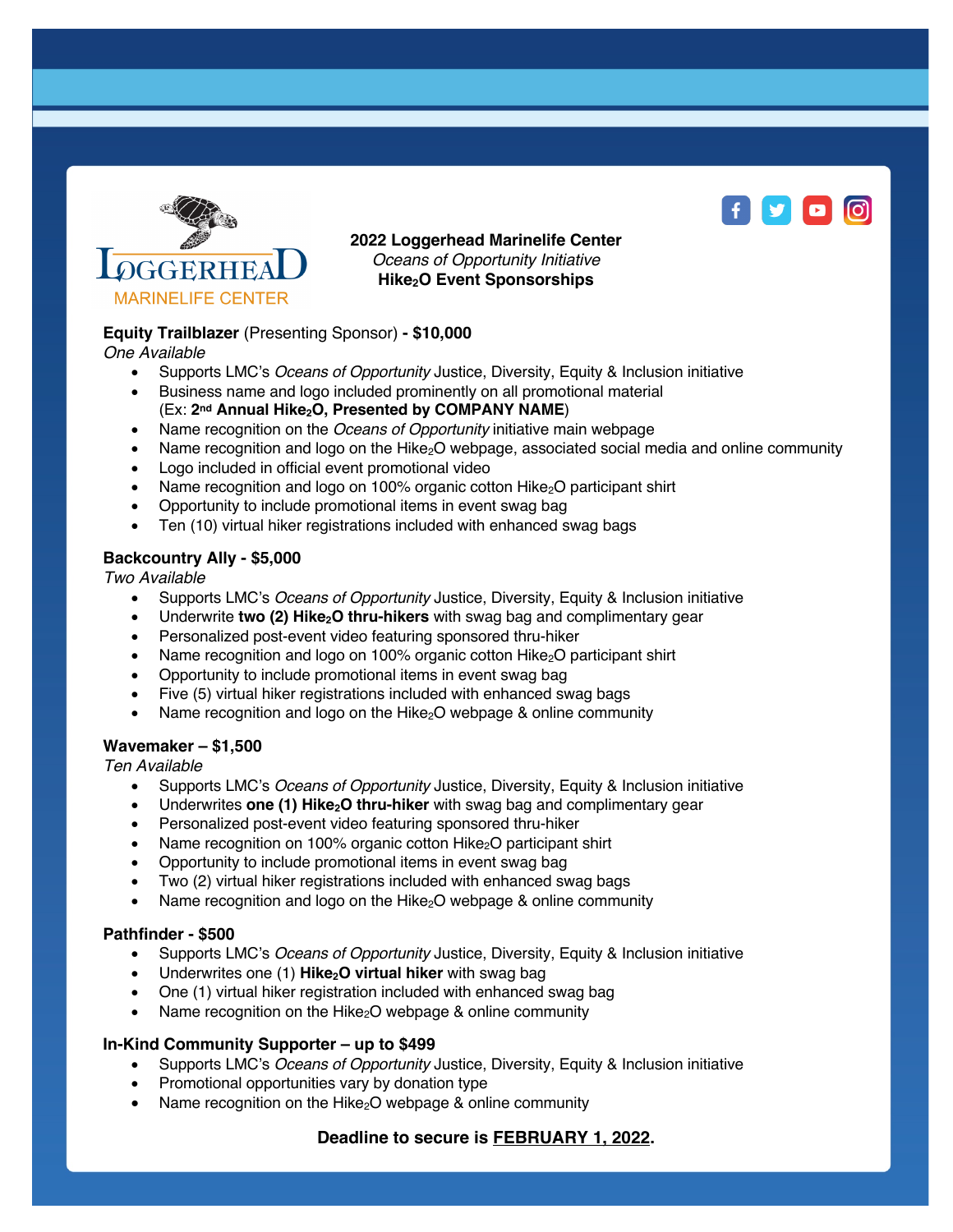LOGGERHEAD MARINELIFE CENTER

**2022 Loggerhead Marinelife Center**
*Oceans of Opportunity Initiative*
**Hike$_2$O Event Sponsorships**

**Equity Trailblazer** (Presenting Sponsor) **- $10,000**
*One Available*

- Supports LMC's *Oceans of Opportunity* Justice, Diversity, Equity & Inclusion initiative
- Business name and logo included prominently on all promotional material (Ex: **2nd Annual Hike$_2$O, Presented by COMPANY NAME**)
- Name recognition on the *Oceans of Opportunity* initiative main webpage
- Name recognition and logo on the Hike$_2$O webpage, associated social media and online community
- Logo included in official event promotional video
- Name recognition and logo on 100% organic cotton Hike$_2$O participant shirt
- Opportunity to include promotional items in event swag bag
- Ten (10) virtual hiker registrations included with enhanced swag bags

**Backcountry Ally - $5,000**
*Two Available*

- Supports LMC's *Oceans of Opportunity* Justice, Diversity, Equity & Inclusion initiative
- Underwrite **two (2) Hike$_2$O thru-hikers** with swag bag and complimentary gear
- Personalized post-event video featuring sponsored thru-hiker
- Name recognition and logo on 100% organic cotton Hike$_2$O participant shirt
- Opportunity to include promotional items in event swag bag
- Five (5) virtual hiker registrations included with enhanced swag bags
- Name recognition and logo on the Hike$_2$O webpage & online community

**Wavemaker – $1,500**
*Ten Available*

- Supports LMC's *Oceans of Opportunity* Justice, Diversity, Equity & Inclusion initiative
- Underwrites **one (1) Hike$_2$O thru-hiker** with swag bag and complimentary gear
- Personalized post-event video featuring sponsored thru-hiker
- Name recognition on 100% organic cotton Hike$_2$O participant shirt
- Opportunity to include promotional items in event swag bag
- Two (2) virtual hiker registrations included with enhanced swag bags
- Name recognition and logo on the Hike$_2$O webpage & online community

**Pathfinder - $500**

- Supports LMC's *Oceans of Opportunity* Justice, Diversity, Equity & Inclusion initiative
- Underwrites one (1) **Hike$_2$O virtual hiker** with swag bag
- One (1) virtual hiker registration included with enhanced swag bag
- Name recognition on the Hike$_2$O webpage & online community

**In-Kind Community Supporter – up to $499**

- Supports LMC's *Oceans of Opportunity* Justice, Diversity, Equity & Inclusion initiative
- Promotional opportunities vary by donation type
- Name recognition on the Hike$_2$O webpage & online community

**Deadline to secure is FEBRUARY 1, 2022.**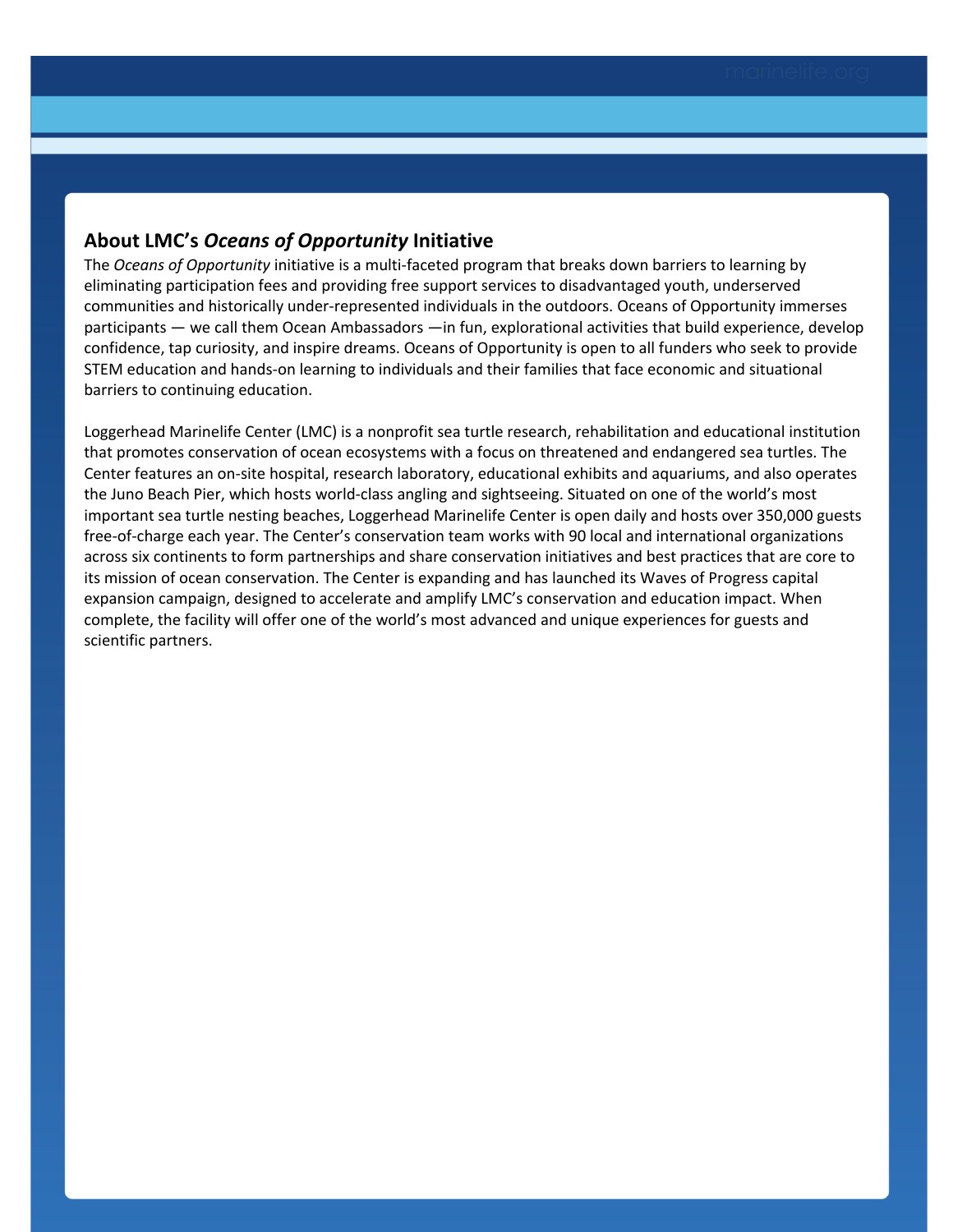## About LMC's *Oceans of Opportunity* Initiative

The *Oceans of Opportunity* initiative is a multi-faceted program that breaks down barriers to learning by eliminating participation fees and providing free support services to disadvantaged youth, underserved communities and historically under-represented individuals in the outdoors. Oceans of Opportunity immerses participants — we call them Ocean Ambassadors —in fun, explorational activities that build experience, develop confidence, tap curiosity, and inspire dreams. Oceans of Opportunity is open to all funders who seek to provide STEM education and hands-on learning to individuals and their families that face economic and situational barriers to continuing education.

Loggerhead Marinelife Center (LMC) is a nonprofit sea turtle research, rehabilitation and educational institution that promotes conservation of ocean ecosystems with a focus on threatened and endangered sea turtles. The Center features an on-site hospital, research laboratory, educational exhibits and aquariums, and also operates the Juno Beach Pier, which hosts world-class angling and sightseeing. Situated on one of the world's most important sea turtle nesting beaches, Loggerhead Marinelife Center is open daily and hosts over 350,000 guests free-of-charge each year. The Center's conservation team works with 90 local and international organizations across six continents to form partnerships and share conservation initiatives and best practices that are core to its mission of ocean conservation. The Center is expanding and has launched its Waves of Progress capital expansion campaign, designed to accelerate and amplify LMC's conservation and education impact. When complete, the facility will offer one of the world's most advanced and unique experiences for guests and scientific partners.